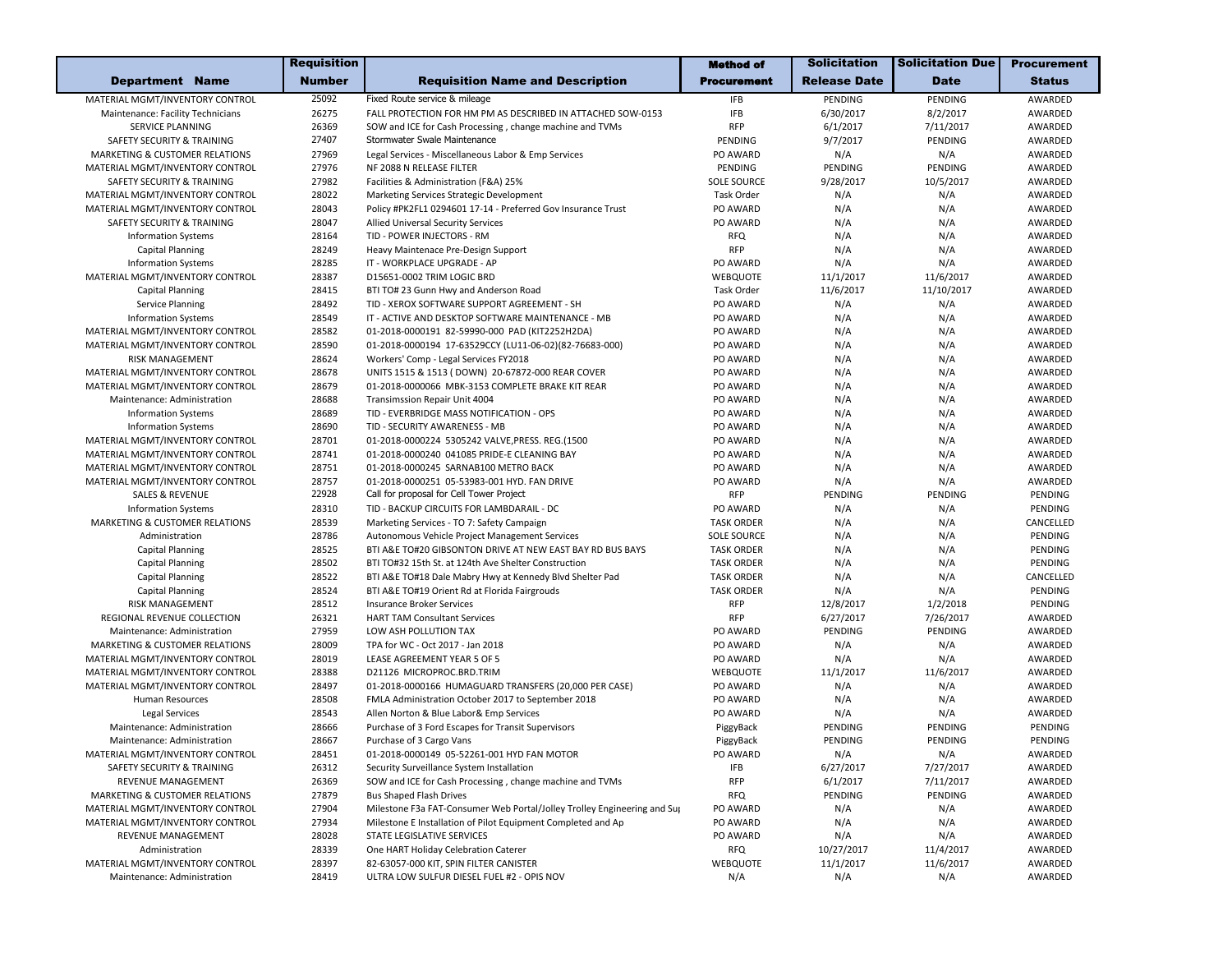| Department Name | Requisition Number | Requisition Name and Description | Method of Procurement | Solicitation Release Date | Solicitation Due Date | Procurement Status |
|---|---|---|---|---|---|---|
| MATERIAL MGMT/INVENTORY CONTROL | 25092 | Fixed Route service & mileage | IFB | PENDING | PENDING | AWARDED |
| Maintenance: Facility Technicians | 26275 | FALL PROTECTION FOR HM PM AS DESCRIBED IN ATTACHED SOW-0153 | IFB | 6/30/2017 | 8/2/2017 | AWARDED |
| SERVICE PLANNING | 26369 | SOW and ICE for Cash Processing , change machine and TVMs | RFP | 6/1/2017 | 7/11/2017 | AWARDED |
| SAFETY SECURITY & TRAINING | 27407 | Stormwater Swale Maintenance | PENDING | 9/7/2017 | PENDING | AWARDED |
| MARKETING & CUSTOMER RELATIONS | 27969 | Legal Services - Miscellaneous Labor & Emp Services | PO AWARD | N/A | N/A | AWARDED |
| MATERIAL MGMT/INVENTORY CONTROL | 27976 | NF 2088 N RELEASE FILTER | PENDING | PENDING | PENDING | AWARDED |
| SAFETY SECURITY & TRAINING | 27982 | Facilities & Administration (F&A) 25% | SOLE SOURCE | 9/28/2017 | 10/5/2017 | AWARDED |
| MATERIAL MGMT/INVENTORY CONTROL | 28022 | Marketing Services Strategic Development | Task Order | N/A | N/A | AWARDED |
| MATERIAL MGMT/INVENTORY CONTROL | 28043 | Policy #PK2FL1 0294601 17-14 - Preferred Gov Insurance Trust | PO AWARD | N/A | N/A | AWARDED |
| SAFETY SECURITY & TRAINING | 28047 | Allied Universal Security Services | PO AWARD | N/A | N/A | AWARDED |
| Information Systems | 28164 | TID - POWER INJECTORS - RM | RFQ | N/A | N/A | AWARDED |
| Capital Planning | 28249 | Heavy Maintenace Pre-Design Support | RFP | N/A | N/A | AWARDED |
| Information Systems | 28285 | IT - WORKPLACE UPGRADE - AP | PO AWARD | N/A | N/A | AWARDED |
| MATERIAL MGMT/INVENTORY CONTROL | 28387 | D15651-0002 TRIM LOGIC BRD | WEBQUOTE | 11/1/2017 | 11/6/2017 | AWARDED |
| Capital Planning | 28415 | BTI TO# 23 Gunn Hwy and Anderson Road | Task Order | 11/6/2017 | 11/10/2017 | AWARDED |
| Service Planning | 28492 | TID - XEROX SOFTWARE SUPPORT AGREEMENT - SH | PO AWARD | N/A | N/A | AWARDED |
| Information Systems | 28549 | IT - ACTIVE AND DESKTOP SOFTWARE MAINTENANCE - MB | PO AWARD | N/A | N/A | AWARDED |
| MATERIAL MGMT/INVENTORY CONTROL | 28582 | 01-2018-0000191 82-59990-000 PAD (KIT2252H2DA) | PO AWARD | N/A | N/A | AWARDED |
| MATERIAL MGMT/INVENTORY CONTROL | 28590 | 01-2018-0000194 17-63529CCY (LU11-06-02)(82-76683-000) | PO AWARD | N/A | N/A | AWARDED |
| RISK MANAGEMENT | 28624 | Workers' Comp - Legal Services FY2018 | PO AWARD | N/A | N/A | AWARDED |
| MATERIAL MGMT/INVENTORY CONTROL | 28678 | UNITS 1515 & 1513 ( DOWN) 20-67872-000 REAR COVER | PO AWARD | N/A | N/A | AWARDED |
| MATERIAL MGMT/INVENTORY CONTROL | 28679 | 01-2018-0000066 MBK-3153 COMPLETE BRAKE KIT REAR | PO AWARD | N/A | N/A | AWARDED |
| Maintenance: Administration | 28688 | Transimssion Repair Unit 4004 | PO AWARD | N/A | N/A | AWARDED |
| Information Systems | 28689 | TID - EVERBRIDGE MASS NOTIFICATION - OPS | PO AWARD | N/A | N/A | AWARDED |
| Information Systems | 28690 | TID - SECURITY AWARENESS - MB | PO AWARD | N/A | N/A | AWARDED |
| MATERIAL MGMT/INVENTORY CONTROL | 28701 | 01-2018-0000224 5305242 VALVE,PRESS. REG.(1500 | PO AWARD | N/A | N/A | AWARDED |
| MATERIAL MGMT/INVENTORY CONTROL | 28741 | 01-2018-0000240 041085 PRIDE-E CLEANING BAY | PO AWARD | N/A | N/A | AWARDED |
| MATERIAL MGMT/INVENTORY CONTROL | 28751 | 01-2018-0000245 SARNAB100 METRO BACK | PO AWARD | N/A | N/A | AWARDED |
| MATERIAL MGMT/INVENTORY CONTROL | 28757 | 01-2018-0000251 05-53983-001 HYD. FAN DRIVE | PO AWARD | N/A | N/A | AWARDED |
| SALES & REVENUE | 22928 | Call for proposal for Cell Tower Project | RFP | PENDING | PENDING | PENDING |
| Information Systems | 28310 | TID - BACKUP CIRCUITS FOR LAMBDARAIL - DC | PO AWARD | N/A | N/A | PENDING |
| MARKETING & CUSTOMER RELATIONS | 28539 | Marketing Services - TO 7: Safety Campaign | TASK ORDER | N/A | N/A | CANCELLED |
| Administration | 28786 | Autonomous Vehicle Project Management Services | SOLE SOURCE | N/A | N/A | PENDING |
| Capital Planning | 28525 | BTI A&E TO#20 GIBSONTON DRIVE AT NEW EAST BAY RD BUS BAYS | TASK ORDER | N/A | N/A | PENDING |
| Capital Planning | 28502 | BTI TO#32 15th St. at 124th Ave Shelter Construction | TASK ORDER | N/A | N/A | PENDING |
| Capital Planning | 28522 | BTI A&E TO#18 Dale Mabry Hwy at Kennedy Blvd Shelter Pad | TASK ORDER | N/A | N/A | CANCELLED |
| Capital Planning | 28524 | BTI A&E TO#19 Orient Rd at Florida Fairgrouds | TASK ORDER | N/A | N/A | PENDING |
| RISK MANAGEMENT | 28512 | Insurance Broker Services | RFP | 12/8/2017 | 1/2/2018 | PENDING |
| REGIONAL REVENUE COLLECTION | 26321 | HART TAM Consultant Services | RFP | 6/27/2017 | 7/26/2017 | AWARDED |
| Maintenance: Administration | 27959 | LOW ASH POLLUTION TAX | PO AWARD | PENDING | PENDING | AWARDED |
| MARKETING & CUSTOMER RELATIONS | 28009 | TPA for WC - Oct 2017 - Jan 2018 | PO AWARD | N/A | N/A | AWARDED |
| MATERIAL MGMT/INVENTORY CONTROL | 28019 | LEASE AGREEMENT YEAR 5 OF 5 | PO AWARD | N/A | N/A | AWARDED |
| MATERIAL MGMT/INVENTORY CONTROL | 28388 | D21126 MICROPROC.BRD.TRIM | WEBQUOTE | 11/1/2017 | 11/6/2017 | AWARDED |
| MATERIAL MGMT/INVENTORY CONTROL | 28497 | 01-2018-0000166 HUMAGUARD TRANSFERS (20,000 PER CASE) | PO AWARD | N/A | N/A | AWARDED |
| Human Resources | 28508 | FMLA Administration October 2017 to September 2018 | PO AWARD | N/A | N/A | AWARDED |
| Legal Services | 28543 | Allen Norton & Blue Labor& Emp Services | PO AWARD | N/A | N/A | AWARDED |
| Maintenance: Administration | 28666 | Purchase of 3 Ford Escapes for Transit Supervisors | PiggyBack | PENDING | PENDING | PENDING |
| Maintenance: Administration | 28667 | Purchase of 3 Cargo Vans | PiggyBack | PENDING | PENDING | PENDING |
| MATERIAL MGMT/INVENTORY CONTROL | 28451 | 01-2018-0000149 05-52261-001 HYD FAN MOTOR | PO AWARD | N/A | N/A | AWARDED |
| SAFETY SECURITY & TRAINING | 26312 | Security Surveillance System Installation | IFB | 6/27/2017 | 7/27/2017 | AWARDED |
| REVENUE MANAGEMENT | 26369 | SOW and ICE for Cash Processing , change machine and TVMs | RFP | 6/1/2017 | 7/11/2017 | AWARDED |
| MARKETING & CUSTOMER RELATIONS | 27879 | Bus Shaped Flash Drives | RFQ | PENDING | PENDING | AWARDED |
| MATERIAL MGMT/INVENTORY CONTROL | 27904 | Milestone F3a FAT-Consumer Web Portal/Jolley Trolley Engineering and Sup | PO AWARD | N/A | N/A | AWARDED |
| MATERIAL MGMT/INVENTORY CONTROL | 27934 | Milestone E Installation of Pilot Equipment Completed and Ap | PO AWARD | N/A | N/A | AWARDED |
| REVENUE MANAGEMENT | 28028 | STATE LEGISLATIVE SERVICES | PO AWARD | N/A | N/A | AWARDED |
| Administration | 28339 | One HART Holiday Celebration Caterer | RFQ | 10/27/2017 | 11/4/2017 | AWARDED |
| MATERIAL MGMT/INVENTORY CONTROL | 28397 | 82-63057-000 KIT, SPIN FILTER CANISTER | WEBQUOTE | 11/1/2017 | 11/6/2017 | AWARDED |
| Maintenance: Administration | 28419 | ULTRA LOW SULFUR DIESEL FUEL #2 - OPIS NOV | N/A | N/A | N/A | AWARDED |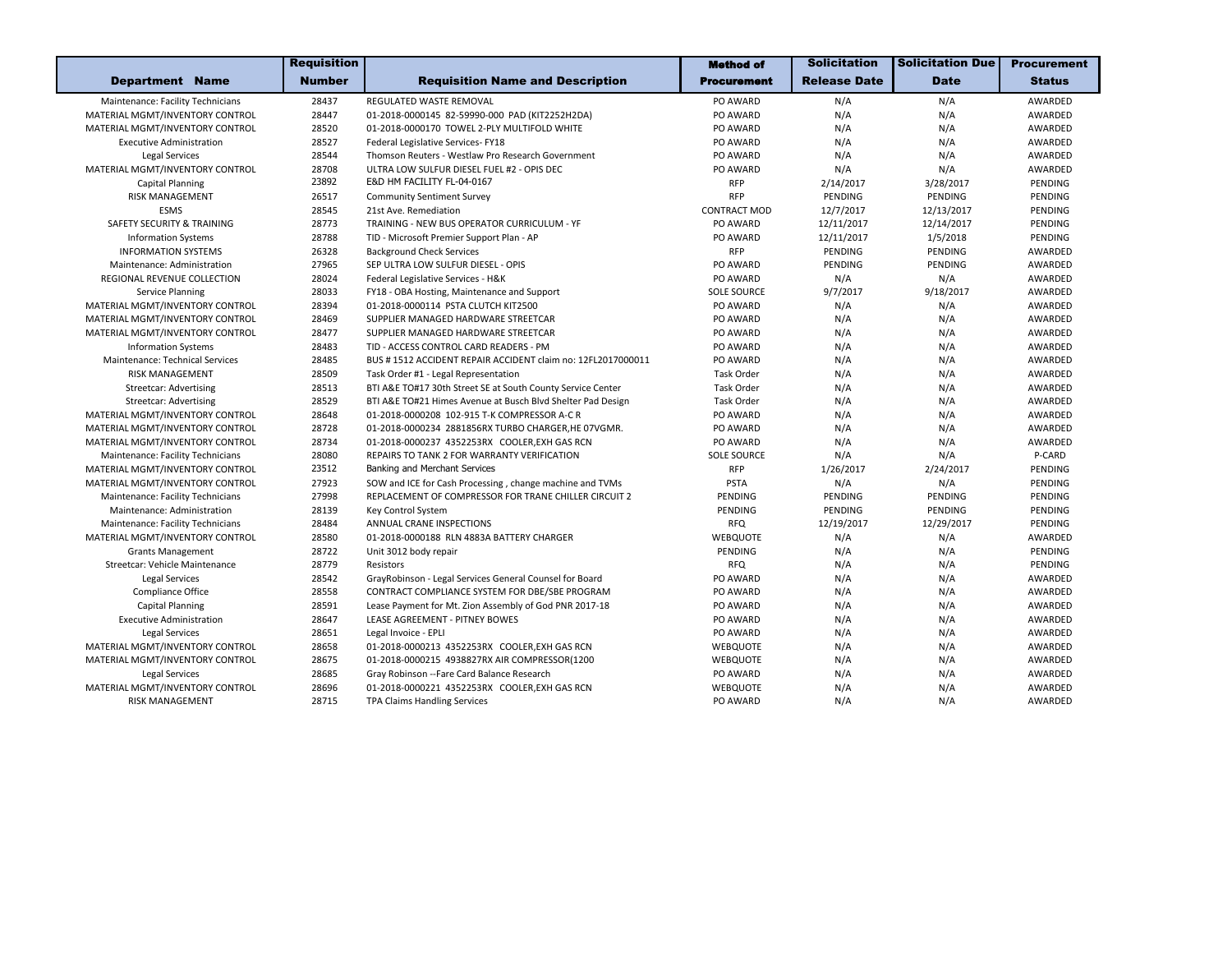| Department Name | Requisition Number | Requisition Name and Description | Method of Procurement | Solicitation Release Date | Solicitation Due Date | Procurement Status |
|---|---|---|---|---|---|---|
| Maintenance: Facility Technicians | 28437 | REGULATED WASTE REMOVAL | PO AWARD | N/A | N/A | AWARDED |
| MATERIAL MGMT/INVENTORY CONTROL | 28447 | 01-2018-0000145 82-59990-000 PAD (KIT2252H2DA) | PO AWARD | N/A | N/A | AWARDED |
| MATERIAL MGMT/INVENTORY CONTROL | 28520 | 01-2018-0000170 TOWEL 2-PLY MULTIFOLD WHITE | PO AWARD | N/A | N/A | AWARDED |
| Executive Administration | 28527 | Federal Legislative Services- FY18 | PO AWARD | N/A | N/A | AWARDED |
| Legal Services | 28544 | Thomson Reuters - Westlaw Pro Research Government | PO AWARD | N/A | N/A | AWARDED |
| MATERIAL MGMT/INVENTORY CONTROL | 28708 | ULTRA LOW SULFUR DIESEL FUEL #2 - OPIS DEC | PO AWARD | N/A | N/A | AWARDED |
| Capital Planning | 23892 | E&D HM FACILITY FL-04-0167 | RFP | 2/14/2017 | 3/28/2017 | PENDING |
| RISK MANAGEMENT | 26517 | Community Sentiment Survey | RFP | PENDING | PENDING | PENDING |
| ESMS | 28545 | 21st Ave. Remediation | CONTRACT MOD | 12/7/2017 | 12/13/2017 | PENDING |
| SAFETY SECURITY & TRAINING | 28773 | TRAINING - NEW BUS OPERATOR CURRICULUM - YF | PO AWARD | 12/11/2017 | 12/14/2017 | PENDING |
| Information Systems | 28788 | TID - Microsoft Premier Support Plan - AP | PO AWARD | 12/11/2017 | 1/5/2018 | PENDING |
| INFORMATION SYSTEMS | 26328 | Background Check Services | RFP | PENDING | PENDING | AWARDED |
| Maintenance: Administration | 27965 | SEP ULTRA LOW SULFUR DIESEL - OPIS | PO AWARD | PENDING | PENDING | AWARDED |
| REGIONAL REVENUE COLLECTION | 28024 | Federal Legislative Services - H&K | PO AWARD | N/A | N/A | AWARDED |
| Service Planning | 28033 | FY18 - OBA Hosting, Maintenance and Support | SOLE SOURCE | 9/7/2017 | 9/18/2017 | AWARDED |
| MATERIAL MGMT/INVENTORY CONTROL | 28394 | 01-2018-0000114 PSTA CLUTCH KIT2500 | PO AWARD | N/A | N/A | AWARDED |
| MATERIAL MGMT/INVENTORY CONTROL | 28469 | SUPPLIER MANAGED HARDWARE STREETCAR | PO AWARD | N/A | N/A | AWARDED |
| MATERIAL MGMT/INVENTORY CONTROL | 28477 | SUPPLIER MANAGED HARDWARE STREETCAR | PO AWARD | N/A | N/A | AWARDED |
| Information Systems | 28483 | TID - ACCESS CONTROL CARD READERS - PM | PO AWARD | N/A | N/A | AWARDED |
| Maintenance: Technical Services | 28485 | BUS # 1512 ACCIDENT REPAIR ACCIDENT claim no: 12FL2017000011 | PO AWARD | N/A | N/A | AWARDED |
| RISK MANAGEMENT | 28509 | Task Order #1 - Legal Representation | Task Order | N/A | N/A | AWARDED |
| Streetcar: Advertising | 28513 | BTI A&E TO#17 30th Street SE at South County Service Center | Task Order | N/A | N/A | AWARDED |
| Streetcar: Advertising | 28529 | BTI A&E TO#21 Himes Avenue at Busch Blvd Shelter Pad Design | Task Order | N/A | N/A | AWARDED |
| MATERIAL MGMT/INVENTORY CONTROL | 28648 | 01-2018-0000208 102-915 T-K COMPRESSOR A-C R | PO AWARD | N/A | N/A | AWARDED |
| MATERIAL MGMT/INVENTORY CONTROL | 28728 | 01-2018-0000234 2881856RX TURBO CHARGER,HE 07VGMR. | PO AWARD | N/A | N/A | AWARDED |
| MATERIAL MGMT/INVENTORY CONTROL | 28734 | 01-2018-0000237 4352253RX COOLER,EXH GAS RCN | PO AWARD | N/A | N/A | AWARDED |
| Maintenance: Facility Technicians | 28080 | REPAIRS TO TANK 2 FOR WARRANTY VERIFICATION | SOLE SOURCE | N/A | N/A | P-CARD |
| MATERIAL MGMT/INVENTORY CONTROL | 23512 | Banking and Merchant Services | RFP | 1/26/2017 | 2/24/2017 | PENDING |
| MATERIAL MGMT/INVENTORY CONTROL | 27923 | SOW and ICE for Cash Processing , change machine and TVMs | PSTA | N/A | N/A | PENDING |
| Maintenance: Facility Technicians | 27998 | REPLACEMENT OF COMPRESSOR FOR TRANE CHILLER CIRCUIT 2 | PENDING | PENDING | PENDING | PENDING |
| Maintenance: Administration | 28139 | Key Control System | PENDING | PENDING | PENDING | PENDING |
| Maintenance: Facility Technicians | 28484 | ANNUAL CRANE INSPECTIONS | RFQ | 12/19/2017 | 12/29/2017 | PENDING |
| MATERIAL MGMT/INVENTORY CONTROL | 28580 | 01-2018-0000188 RLN 4883A BATTERY CHARGER | WEBQUOTE | N/A | N/A | AWARDED |
| Grants Management | 28722 | Unit 3012 body repair | PENDING | N/A | N/A | PENDING |
| Streetcar: Vehicle Maintenance | 28779 | Resistors | RFQ | N/A | N/A | PENDING |
| Legal Services | 28542 | GrayRobinson - Legal Services General Counsel for Board | PO AWARD | N/A | N/A | AWARDED |
| Compliance Office | 28558 | CONTRACT COMPLIANCE SYSTEM FOR DBE/SBE PROGRAM | PO AWARD | N/A | N/A | AWARDED |
| Capital Planning | 28591 | Lease Payment for Mt. Zion Assembly of God PNR 2017-18 | PO AWARD | N/A | N/A | AWARDED |
| Executive Administration | 28647 | LEASE AGREEMENT - PITNEY BOWES | PO AWARD | N/A | N/A | AWARDED |
| Legal Services | 28651 | Legal Invoice - EPLI | PO AWARD | N/A | N/A | AWARDED |
| MATERIAL MGMT/INVENTORY CONTROL | 28658 | 01-2018-0000213 4352253RX COOLER,EXH GAS RCN | WEBQUOTE | N/A | N/A | AWARDED |
| MATERIAL MGMT/INVENTORY CONTROL | 28675 | 01-2018-0000215 4938827RX AIR COMPRESSOR(1200 | WEBQUOTE | N/A | N/A | AWARDED |
| Legal Services | 28685 | Gray Robinson --Fare Card Balance Research | PO AWARD | N/A | N/A | AWARDED |
| MATERIAL MGMT/INVENTORY CONTROL | 28696 | 01-2018-0000221 4352253RX COOLER,EXH GAS RCN | WEBQUOTE | N/A | N/A | AWARDED |
| RISK MANAGEMENT | 28715 | TPA Claims Handling Services | PO AWARD | N/A | N/A | AWARDED |